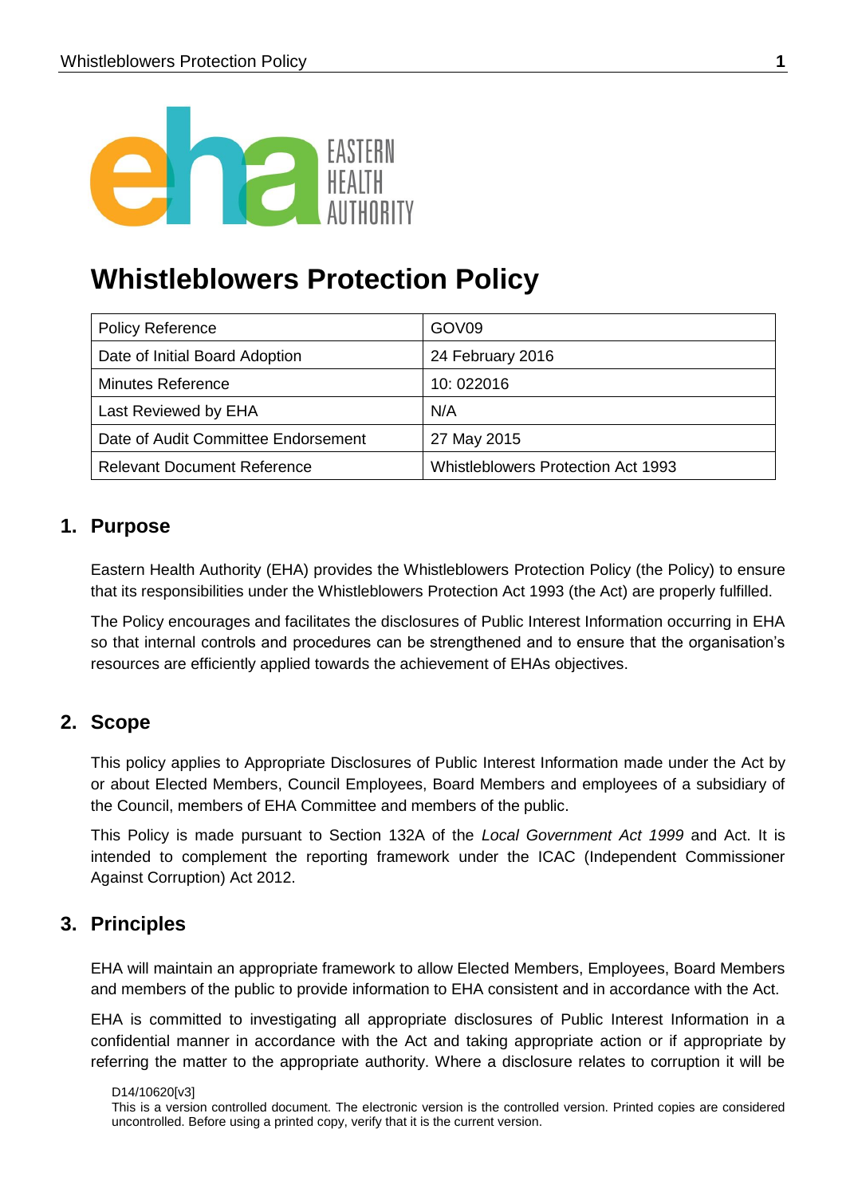# Whistleblowers Protection Policy

| Policy Reference | GOV09 |
|---|---|
| Date of Initial Board Adoption | 24 February 2016 |
| Minutes Reference | 10: 022016 |
| Last Reviewed by EHA | N/A |
| Date of Audit Committee Endorsement | 27 May 2015 |
| Relevant Document Reference | Whistleblowers Protection Act 1993 |

## 1. Purpose

Eastern Health Authority (EHA) provides the Whistleblowers Protection Policy (the Policy) to ensure that its responsibilities under the Whistleblowers Protection Act 1993 (the Act) are properly fulfilled.

The Policy encourages and facilitates the disclosures of Public Interest Information occurring in EHA so that internal controls and procedures can be strengthened and to ensure that the organisation's resources are efficiently applied towards the achievement of EHAs objectives.

## 2. Scope

This policy applies to Appropriate Disclosures of Public Interest Information made under the Act by or about Elected Members, Council Employees, Board Members and employees of a subsidiary of the Council, members of EHA Committee and members of the public.

This Policy is made pursuant to Section 132A of the *Local Government Act 1999* and Act. It is intended to complement the reporting framework under the ICAC (Independent Commissioner Against Corruption) Act 2012.

## 3. Principles

EHA will maintain an appropriate framework to allow Elected Members, Employees, Board Members and members of the public to provide information to EHA consistent and in accordance with the Act.

EHA is committed to investigating all appropriate disclosures of Public Interest Information in a confidential manner in accordance with the Act and taking appropriate action or if appropriate by referring the matter to the appropriate authority. Where a disclosure relates to corruption it will be

D14/10620[v3]
This is a version controlled document. The electronic version is the controlled version. Printed copies are considered uncontrolled. Before using a printed copy, verify that it is the current version.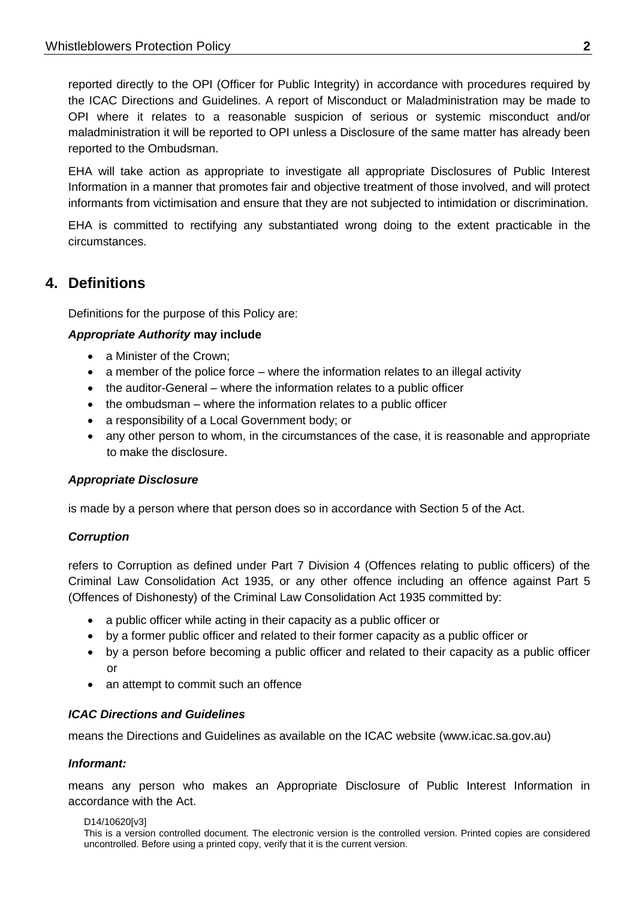reported directly to the OPI (Officer for Public Integrity) in accordance with procedures required by the ICAC Directions and Guidelines. A report of Misconduct or Maladministration may be made to OPI where it relates to a reasonable suspicion of serious or systemic misconduct and/or maladministration it will be reported to OPI unless a Disclosure of the same matter has already been reported to the Ombudsman.

EHA will take action as appropriate to investigate all appropriate Disclosures of Public Interest Information in a manner that promotes fair and objective treatment of those involved, and will protect informants from victimisation and ensure that they are not subjected to intimidation or discrimination.

EHA is committed to rectifying any substantiated wrong doing to the extent practicable in the circumstances.

## 4. Definitions

Definitions for the purpose of this Policy are:

***Appropriate Authority* may include**

- a Minister of the Crown;
- a member of the police force – where the information relates to an illegal activity
- the auditor-General – where the information relates to a public officer
- the ombudsman – where the information relates to a public officer
- a responsibility of a Local Government body; or
- any other person to whom, in the circumstances of the case, it is reasonable and appropriate to make the disclosure.

***Appropriate Disclosure***

is made by a person where that person does so in accordance with Section 5 of the Act.

***Corruption***

refers to Corruption as defined under Part 7 Division 4 (Offences relating to public officers) of the Criminal Law Consolidation Act 1935, or any other offence including an offence against Part 5 (Offences of Dishonesty) of the Criminal Law Consolidation Act 1935 committed by:

- a public officer while acting in their capacity as a public officer or
- by a former public officer and related to their former capacity as a public officer or
- by a person before becoming a public officer and related to their capacity as a public officer or
- an attempt to commit such an offence

***ICAC Directions and Guidelines***

means the Directions and Guidelines as available on the ICAC website (www.icac.sa.gov.au)

***Informant:***

means any person who makes an Appropriate Disclosure of Public Interest Information in accordance with the Act.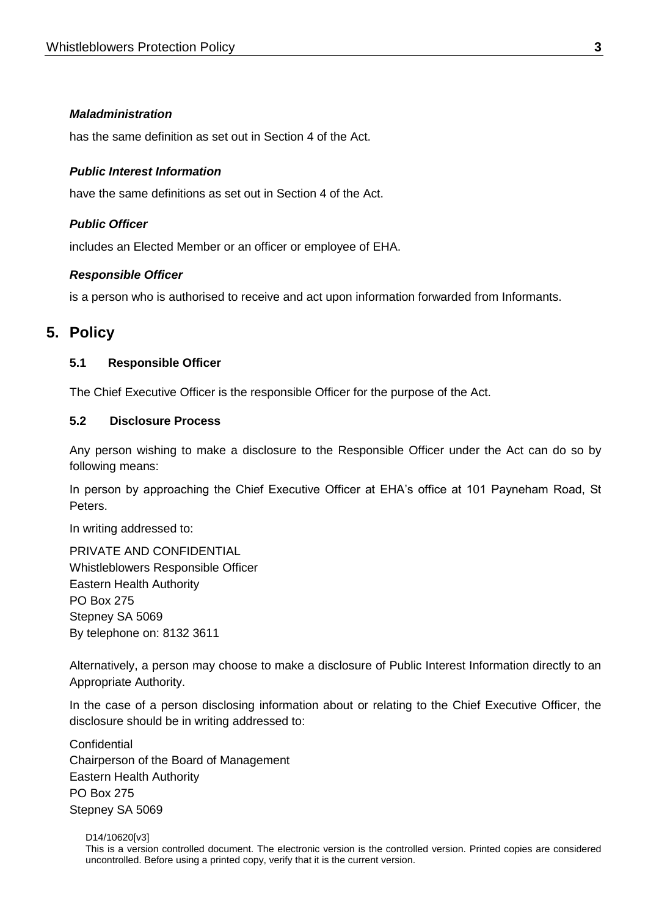***Maladministration***

has the same definition as set out in Section 4 of the Act.

***Public Interest Information***

have the same definitions as set out in Section 4 of the Act.

***Public Officer***

includes an Elected Member or an officer or employee of EHA.

***Responsible Officer***

is a person who is authorised to receive and act upon information forwarded from Informants.

## 5. Policy

### 5.1 Responsible Officer

The Chief Executive Officer is the responsible Officer for the purpose of the Act.

### 5.2 Disclosure Process

Any person wishing to make a disclosure to the Responsible Officer under the Act can do so by following means:

In person by approaching the Chief Executive Officer at EHA's office at 101 Payneham Road, St Peters.

In writing addressed to:

PRIVATE AND CONFIDENTIAL
Whistleblowers Responsible Officer
Eastern Health Authority
PO Box 275
Stepney SA 5069
By telephone on: 8132 3611

Alternatively, a person may choose to make a disclosure of Public Interest Information directly to an Appropriate Authority.

In the case of a person disclosing information about or relating to the Chief Executive Officer, the disclosure should be in writing addressed to:

Confidential
Chairperson of the Board of Management
Eastern Health Authority
PO Box 275
Stepney SA 5069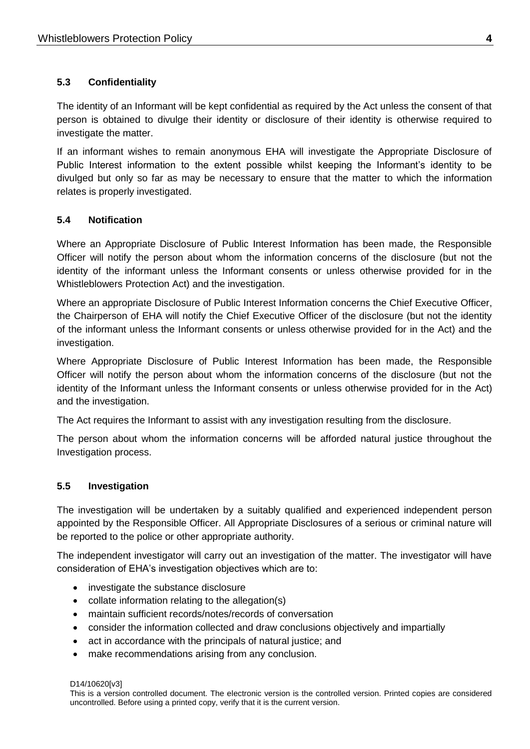### 5.3 Confidentiality

The identity of an Informant will be kept confidential as required by the Act unless the consent of that person is obtained to divulge their identity or disclosure of their identity is otherwise required to investigate the matter.

If an informant wishes to remain anonymous EHA will investigate the Appropriate Disclosure of Public Interest information to the extent possible whilst keeping the Informant's identity to be divulged but only so far as may be necessary to ensure that the matter to which the information relates is properly investigated.

### 5.4 Notification

Where an Appropriate Disclosure of Public Interest Information has been made, the Responsible Officer will notify the person about whom the information concerns of the disclosure (but not the identity of the informant unless the Informant consents or unless otherwise provided for in the Whistleblowers Protection Act) and the investigation.

Where an appropriate Disclosure of Public Interest Information concerns the Chief Executive Officer, the Chairperson of EHA will notify the Chief Executive Officer of the disclosure (but not the identity of the informant unless the Informant consents or unless otherwise provided for in the Act) and the investigation.

Where Appropriate Disclosure of Public Interest Information has been made, the Responsible Officer will notify the person about whom the information concerns of the disclosure (but not the identity of the Informant unless the Informant consents or unless otherwise provided for in the Act) and the investigation.

The Act requires the Informant to assist with any investigation resulting from the disclosure.

The person about whom the information concerns will be afforded natural justice throughout the Investigation process.

### 5.5 Investigation

The investigation will be undertaken by a suitably qualified and experienced independent person appointed by the Responsible Officer. All Appropriate Disclosures of a serious or criminal nature will be reported to the police or other appropriate authority.

The independent investigator will carry out an investigation of the matter. The investigator will have consideration of EHA's investigation objectives which are to:

- investigate the substance disclosure
- collate information relating to the allegation(s)
- maintain sufficient records/notes/records of conversation
- consider the information collected and draw conclusions objectively and impartially
- act in accordance with the principals of natural justice; and
- make recommendations arising from any conclusion.

D14/10620[v3]

This is a version controlled document. The electronic version is the controlled version. Printed copies are considered uncontrolled. Before using a printed copy, verify that it is the current version.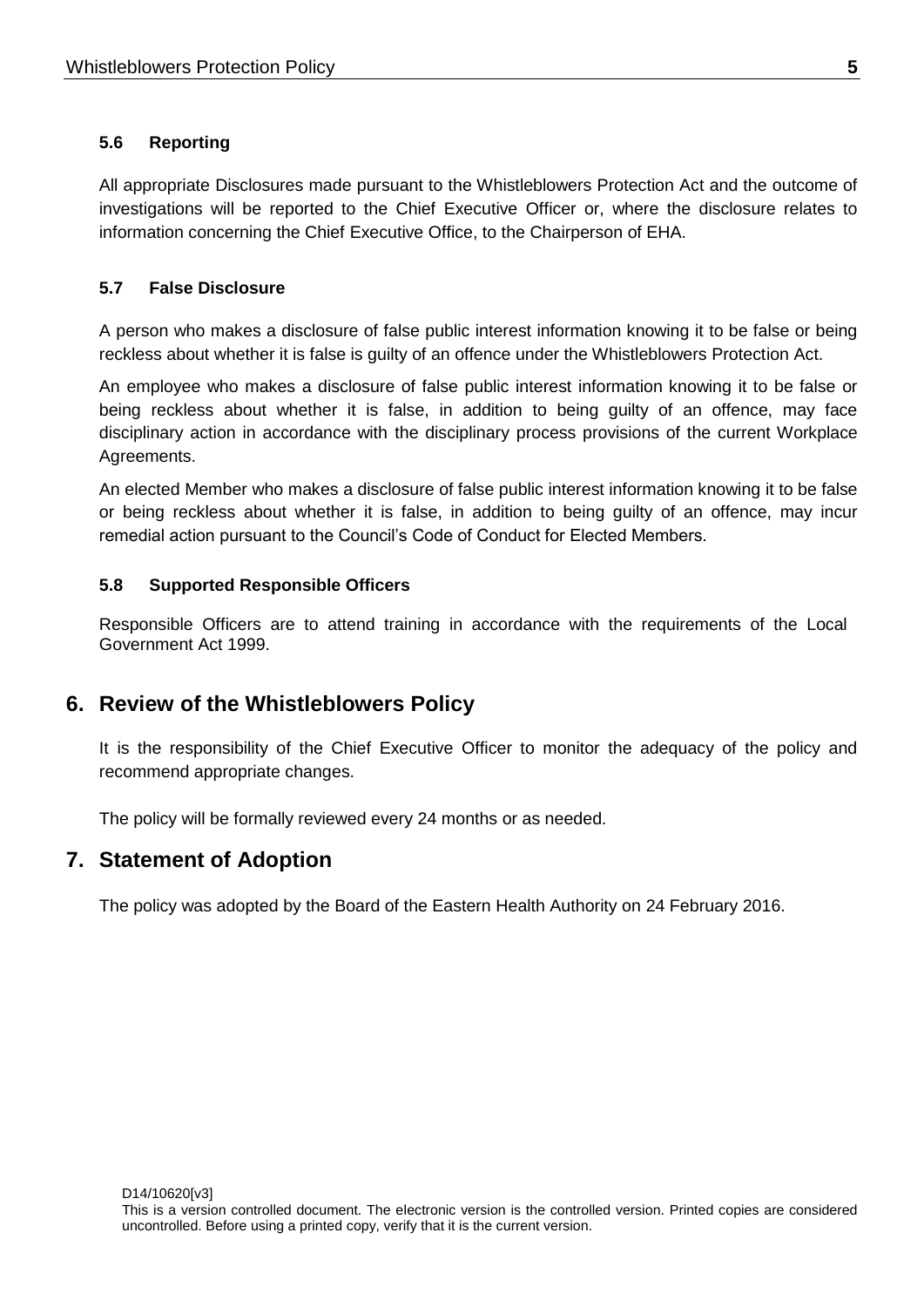### 5.6 Reporting

All appropriate Disclosures made pursuant to the Whistleblowers Protection Act and the outcome of investigations will be reported to the Chief Executive Officer or, where the disclosure relates to information concerning the Chief Executive Office, to the Chairperson of EHA.

### 5.7 False Disclosure

A person who makes a disclosure of false public interest information knowing it to be false or being reckless about whether it is false is guilty of an offence under the Whistleblowers Protection Act.

An employee who makes a disclosure of false public interest information knowing it to be false or being reckless about whether it is false, in addition to being guilty of an offence, may face disciplinary action in accordance with the disciplinary process provisions of the current Workplace Agreements.

An elected Member who makes a disclosure of false public interest information knowing it to be false or being reckless about whether it is false, in addition to being guilty of an offence, may incur remedial action pursuant to the Council's Code of Conduct for Elected Members.

### 5.8 Supported Responsible Officers

Responsible Officers are to attend training in accordance with the requirements of the Local Government Act 1999.

## 6. Review of the Whistleblowers Policy

It is the responsibility of the Chief Executive Officer to monitor the adequacy of the policy and recommend appropriate changes.

The policy will be formally reviewed every 24 months or as needed.

## 7. Statement of Adoption

The policy was adopted by the Board of the Eastern Health Authority on 24 February 2016.

D14/10620[v3]
This is a version controlled document. The electronic version is the controlled version. Printed copies are considered uncontrolled. Before using a printed copy, verify that it is the current version.